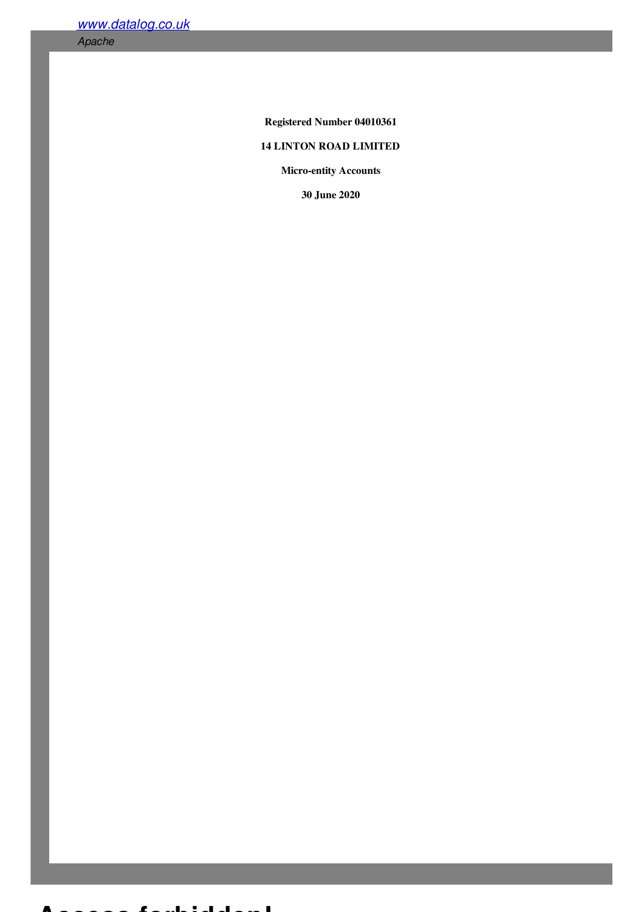Registered Number 04010361

**14 LINTON ROAD LIMITED**

**Micro-entity Accounts**

**30 June 2020**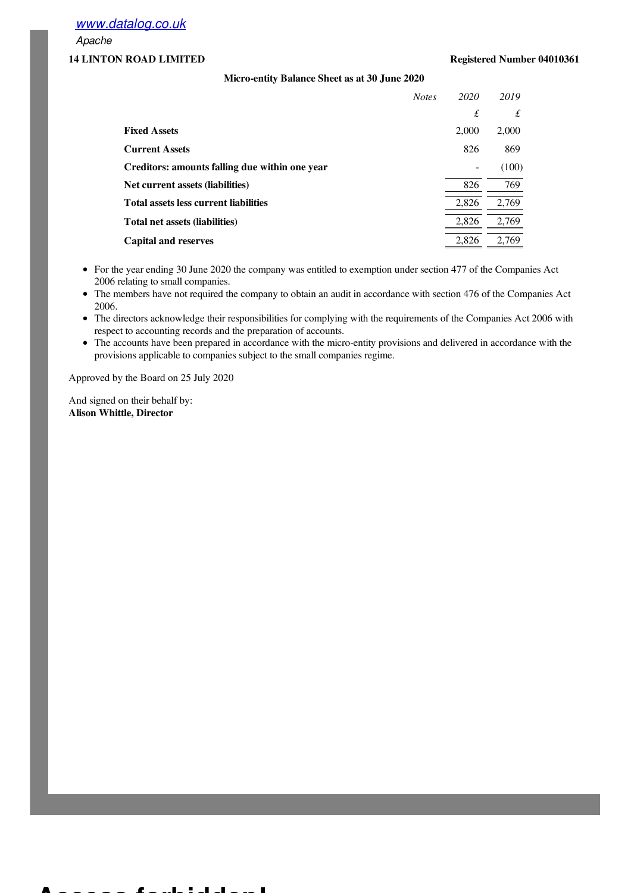www.datalog.co.uk

Apache

**14 LINTON ROAD LIMITED** **Registered Number 04010361**

**Micro-entity Balance Sheet as at 30 June 2020**

| | *Notes* | *2020* | *2019* |
|---|---|---|---|
| | | £ | £ |
| **Fixed Assets** | | 2,000 | 2,000 |
| **Current Assets** | | 826 | 869 |
| **Creditors: amounts falling due within one year** | | - | (100) |
| **Net current assets (liabilities)** | | 826 | 769 |
| **Total assets less current liabilities** | | 2,826 | 2,769 |
| **Total net assets (liabilities)** | | 2,826 | 2,769 |
| **Capital and reserves** | | 2,826 | 2,769 |

- For the year ending 30 June 2020 the company was entitled to exemption under section 477 of the Companies Act 2006 relating to small companies.
- The members have not required the company to obtain an audit in accordance with section 476 of the Companies Act 2006.
- The directors acknowledge their responsibilities for complying with the requirements of the Companies Act 2006 with respect to accounting records and the preparation of accounts.
- The accounts have been prepared in accordance with the micro-entity provisions and delivered in accordance with the provisions applicable to companies subject to the small companies regime.

Approved by the Board on 25 July 2020

And signed on their behalf by:
**Alison Whittle, Director**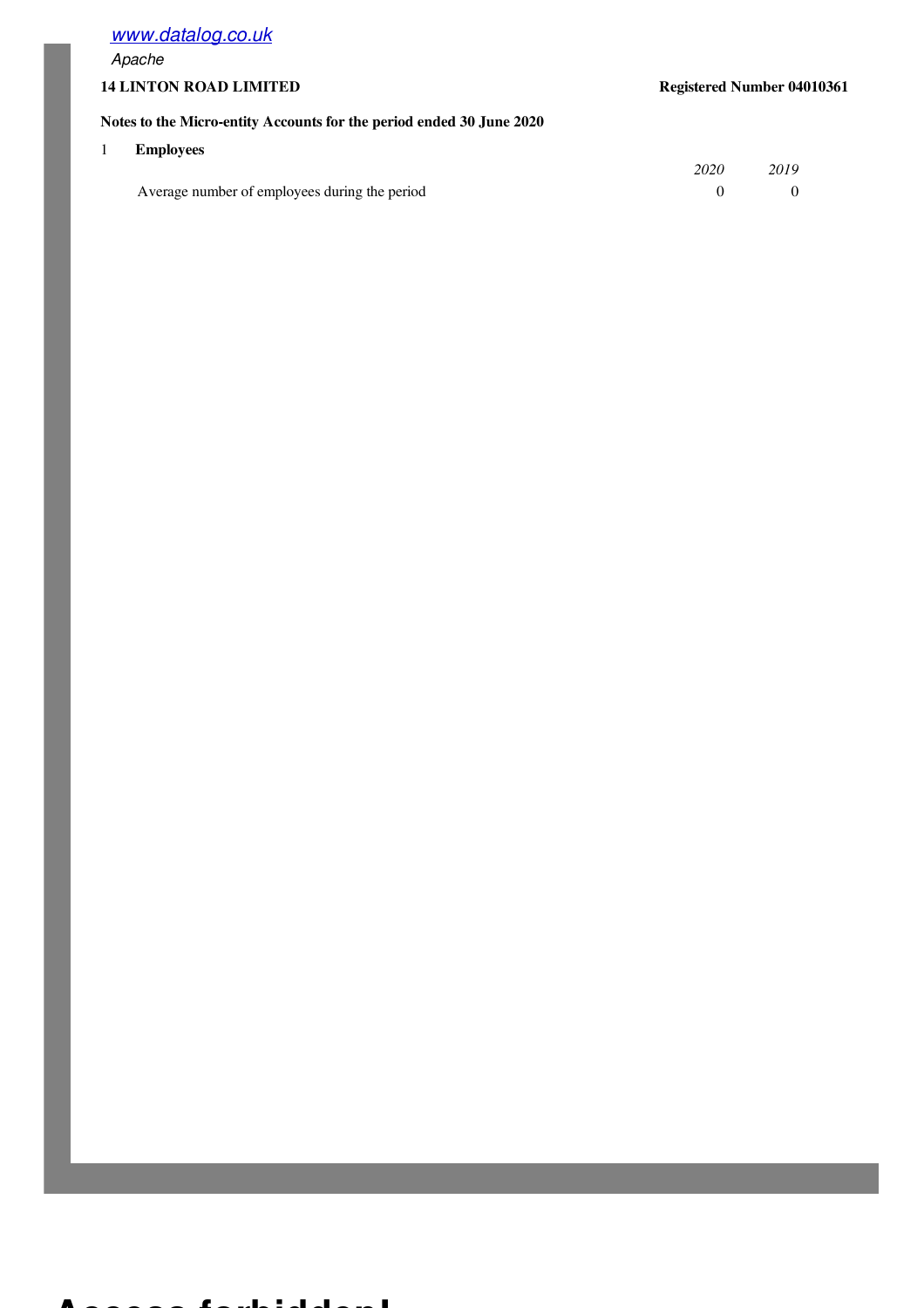**14 LINTON ROAD LIMITED** **Registered Number 04010361**

**Notes to the Micro-entity Accounts for the period ended 30 June 2020**

1 **Employees**

| | *2020* | *2019* |
|---|---|---|
| Average number of employees during the period | 0 | 0 |